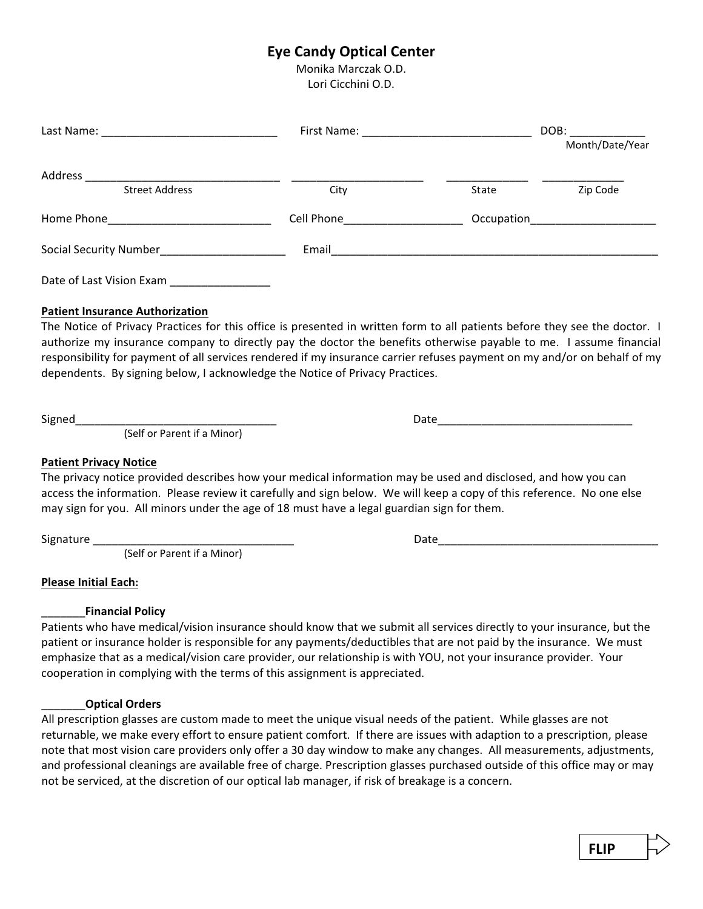# Eye Candy Optical Center

Monika Marczak O.D.
Lori Cicchini O.D.

Last Name: ____________________________ First Name: ___________________________ DOB: ____________
Month/Date/Year

Address _______________________________ _____________________ _____________ _____________
Street Address City State Zip Code

Home Phone__________________________ Cell Phone___________________ Occupation____________________

Social Security Number____________________ Email______________________________________________________

Date of Last Vision Exam ________________

**Patient Insurance Authorization**

The Notice of Privacy Practices for this office is presented in written form to all patients before they see the doctor. I authorize my insurance company to directly pay the doctor the benefits otherwise payable to me. I assume financial responsibility for payment of all services rendered if my insurance carrier refuses payment on my and/or on behalf of my dependents. By signing below, I acknowledge the Notice of Privacy Practices.

Signed________________________________ Date_______________________________
(Self or Parent if a Minor)

**Patient Privacy Notice**

The privacy notice provided describes how your medical information may be used and disclosed, and how you can access the information. Please review it carefully and sign below. We will keep a copy of this reference. No one else may sign for you. All minors under the age of 18 must have a legal guardian sign for them.

Signature ________________________________ Date____________________________________
(Self or Parent if a Minor)

**Please Initial Each:**

_______**Financial Policy**

Patients who have medical/vision insurance should know that we submit all services directly to your insurance, but the patient or insurance holder is responsible for any payments/deductibles that are not paid by the insurance. We must emphasize that as a medical/vision care provider, our relationship is with YOU, not your insurance provider. Your cooperation in complying with the terms of this assignment is appreciated.

_______**Optical Orders**

All prescription glasses are custom made to meet the unique visual needs of the patient. While glasses are not returnable, we make every effort to ensure patient comfort. If there are issues with adaption to a prescription, please note that most vision care providers only offer a 30 day window to make any changes. All measurements, adjustments, and professional cleanings are available free of charge. Prescription glasses purchased outside of this office may or may not be serviced, at the discretion of our optical lab manager, if risk of breakage is a concern.

**FLIP**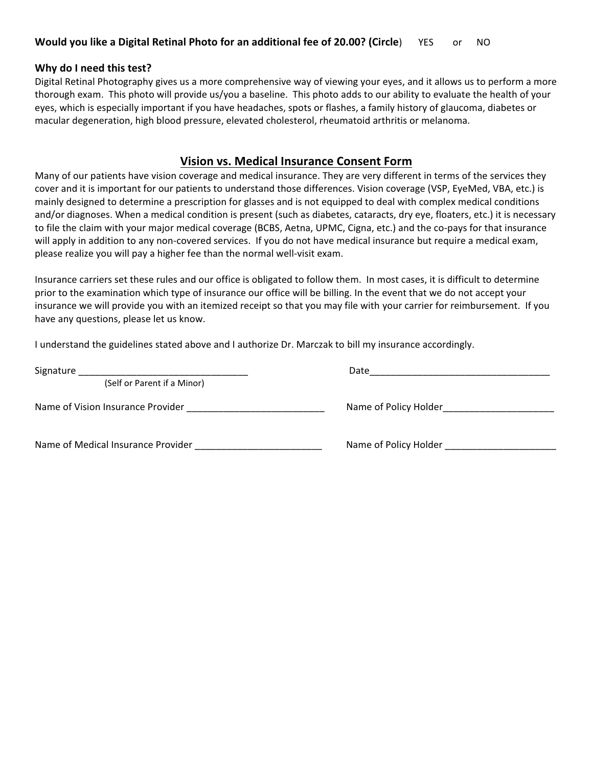**Would you like a Digital Retinal Photo for an additional fee of 20.00? (Circle)** YES or NO

**Why do I need this test?**

Digital Retinal Photography gives us a more comprehensive way of viewing your eyes, and it allows us to perform a more thorough exam. This photo will provide us/you a baseline. This photo adds to our ability to evaluate the health of your eyes, which is especially important if you have headaches, spots or flashes, a family history of glaucoma, diabetes or macular degeneration, high blood pressure, elevated cholesterol, rheumatoid arthritis or melanoma.

## Vision vs. Medical Insurance Consent Form

Many of our patients have vision coverage and medical insurance. They are very different in terms of the services they cover and it is important for our patients to understand those differences. Vision coverage (VSP, EyeMed, VBA, etc.) is mainly designed to determine a prescription for glasses and is not equipped to deal with complex medical conditions and/or diagnoses. When a medical condition is present (such as diabetes, cataracts, dry eye, floaters, etc.) it is necessary to file the claim with your major medical coverage (BCBS, Aetna, UPMC, Cigna, etc.) and the co-pays for that insurance will apply in addition to any non-covered services. If you do not have medical insurance but require a medical exam, please realize you will pay a higher fee than the normal well-visit exam.

Insurance carriers set these rules and our office is obligated to follow them. In most cases, it is difficult to determine prior to the examination which type of insurance our office will be billing. In the event that we do not accept your insurance we will provide you with an itemized receipt so that you may file with your carrier for reimbursement. If you have any questions, please let us know.

I understand the guidelines stated above and I authorize Dr. Marczak to bill my insurance accordingly.

Signature ________________________________ Date____________________________________
(Self or Parent if a Minor)

Name of Vision Insurance Provider ___________________________ Name of Policy Holder______________________

Name of Medical Insurance Provider _________________________ Name of Policy Holder ______________________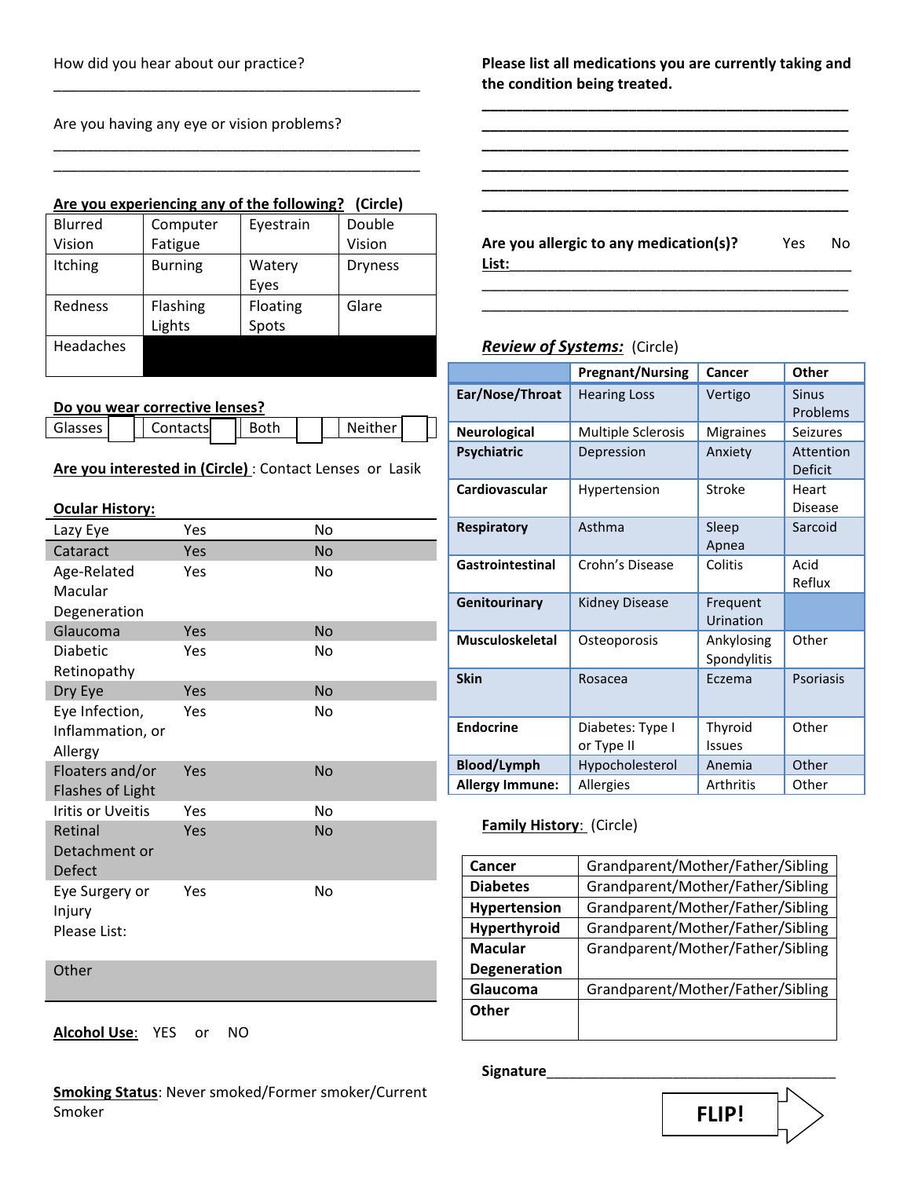How did you hear about our practice?

______________________________________________

Are you having any eye or vision problems?

______________________________________________
______________________________________________

**Are you experiencing any of the following?** (Circle)

| | | | |
|---|---|---|---|
| Blurred Vision | Computer Fatigue | Eyestrain | Double Vision |
| Itching | Burning | Watery Eyes | Dryness |
| Redness | Flashing Lights | Floating Spots | Glare |
| Headaches | | | |

**Do you wear corrective lenses?**

| | | | | | | | |
|---|---|---|---|---|---|---|---|
| Glasses | ☐ | Contacts | ☐ | Both | ☐ | Neither | ☐ |

**Are you interested in (Circle)** : Contact Lenses or Lasik

**Ocular History:**

| | | |
|---|---|---|
| Lazy Eye | Yes | No |
| Cataract | Yes | No |
| Age-Related Macular Degeneration | Yes | No |
| Glaucoma | Yes | No |
| Diabetic Retinopathy | Yes | No |
| Dry Eye | Yes | No |
| Eye Infection, Inflammation, or Allergy | Yes | No |
| Floaters and/or Flashes of Light | Yes | No |
| Iritis or Uveitis | Yes | No |
| Retinal Detachment or Defect | Yes | No |
| Eye Surgery or Injury Please List: | Yes | No |
| Other | | |

**Alcohol Use**: YES or NO

**Smoking Status**: Never smoked/Former smoker/Current Smoker

**Please list all medications you are currently taking and the condition being treated.**

______________________________________________
______________________________________________
______________________________________________
______________________________________________
______________________________________________
______________________________________________

**Are you allergic to any medication(s)?** Yes No

**List:**______________________________________________
______________________________________________
______________________________________________

***Review of Systems:*** (Circle)

| | Pregnant/Nursing | Cancer | Other |
|---|---|---|---|
| **Ear/Nose/Throat** | Hearing Loss | Vertigo | Sinus Problems |
| **Neurological** | Multiple Sclerosis | Migraines | Seizures |
| **Psychiatric** | Depression | Anxiety | Attention Deficit |
| **Cardiovascular** | Hypertension | Stroke | Heart Disease |
| **Respiratory** | Asthma | Sleep Apnea | Sarcoid |
| **Gastrointestinal** | Crohn's Disease | Colitis | Acid Reflux |
| **Genitourinary** | Kidney Disease | Frequent Urination | |
| **Musculoskeletal** | Osteoporosis | Ankylosing Spondylitis | Other |
| **Skin** | Rosacea | Eczema | Psoriasis |
| **Endocrine** | Diabetes: Type I or Type II | Thyroid Issues | Other |
| **Blood/Lymph** | Hypocholesterol | Anemia | Other |
| **Allergy Immune:** | Allergies | Arthritis | Other |

**Family History**: (Circle)

| | |
|---|---|
| **Cancer** | Grandparent/Mother/Father/Sibling |
| **Diabetes** | Grandparent/Mother/Father/Sibling |
| **Hypertension** | Grandparent/Mother/Father/Sibling |
| **Hyperthyroid** | Grandparent/Mother/Father/Sibling |
| **Macular Degeneration** | Grandparent/Mother/Father/Sibling |
| **Glaucoma** | Grandparent/Mother/Father/Sibling |
| **Other** | |

**Signature**______________________________________

**FLIP!**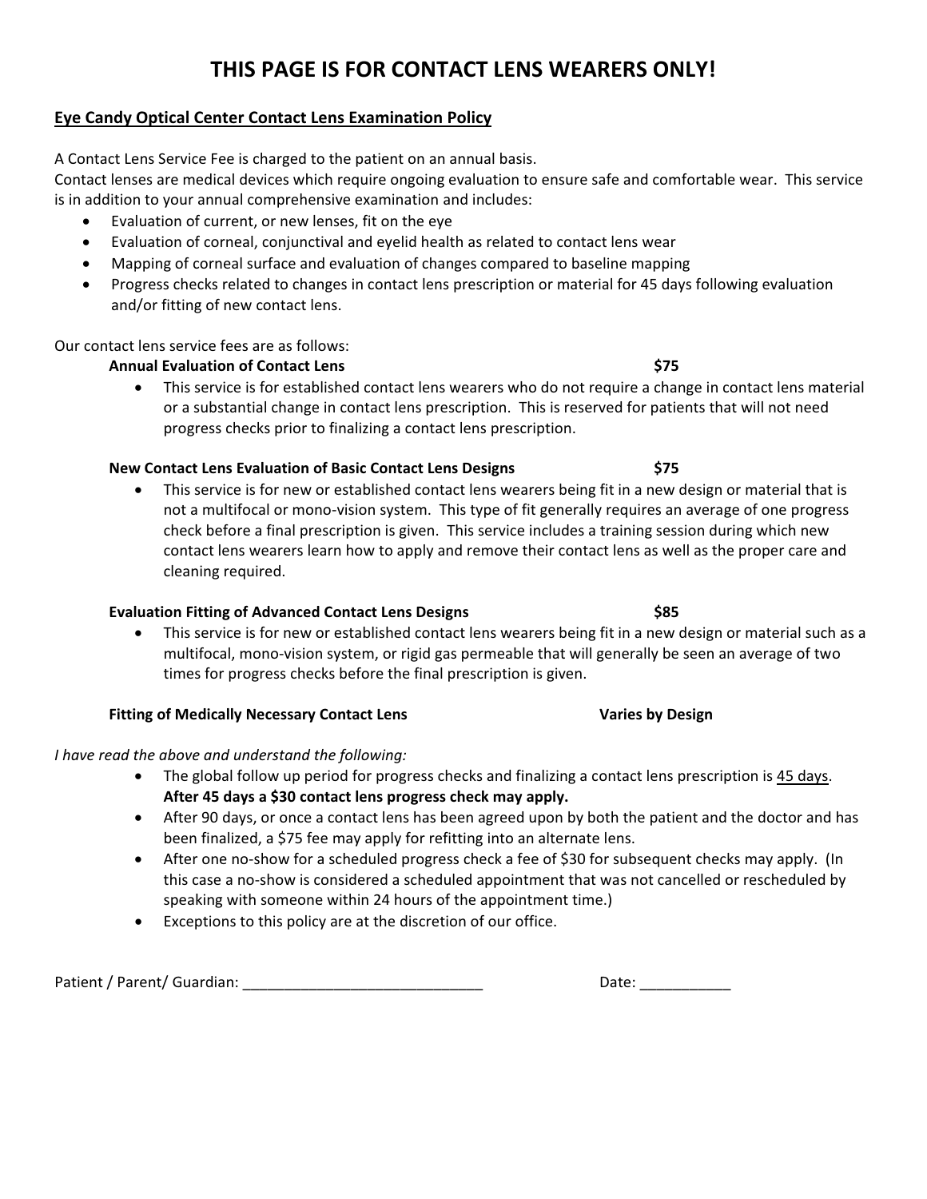# THIS PAGE IS FOR CONTACT LENS WEARERS ONLY!

## Eye Candy Optical Center Contact Lens Examination Policy

A Contact Lens Service Fee is charged to the patient on an annual basis.
Contact lenses are medical devices which require ongoing evaluation to ensure safe and comfortable wear. This service is in addition to your annual comprehensive examination and includes:

- Evaluation of current, or new lenses, fit on the eye
- Evaluation of corneal, conjunctival and eyelid health as related to contact lens wear
- Mapping of corneal surface and evaluation of changes compared to baseline mapping
- Progress checks related to changes in contact lens prescription or material for 45 days following evaluation and/or fitting of new contact lens.

Our contact lens service fees are as follows:

**Annual Evaluation of Contact Lens** **$75**

- This service is for established contact lens wearers who do not require a change in contact lens material or a substantial change in contact lens prescription. This is reserved for patients that will not need progress checks prior to finalizing a contact lens prescription.

**New Contact Lens Evaluation of Basic Contact Lens Designs** **$75**

- This service is for new or established contact lens wearers being fit in a new design or material that is not a multifocal or mono-vision system. This type of fit generally requires an average of one progress check before a final prescription is given. This service includes a training session during which new contact lens wearers learn how to apply and remove their contact lens as well as the proper care and cleaning required.

**Evaluation Fitting of Advanced Contact Lens Designs** **$85**

- This service is for new or established contact lens wearers being fit in a new design or material such as a multifocal, mono-vision system, or rigid gas permeable that will generally be seen an average of two times for progress checks before the final prescription is given.

**Fitting of Medically Necessary Contact Lens** **Varies by Design**

*I have read the above and understand the following:*

- The global follow up period for progress checks and finalizing a contact lens prescription is 45 days. **After 45 days a $30 contact lens progress check may apply.**
- After 90 days, or once a contact lens has been agreed upon by both the patient and the doctor and has been finalized, a $75 fee may apply for refitting into an alternate lens.
- After one no-show for a scheduled progress check a fee of $30 for subsequent checks may apply. (In this case a no-show is considered a scheduled appointment that was not cancelled or rescheduled by speaking with someone within 24 hours of the appointment time.)
- Exceptions to this policy are at the discretion of our office.

Patient / Parent/ Guardian: ______________________________ Date: ___________